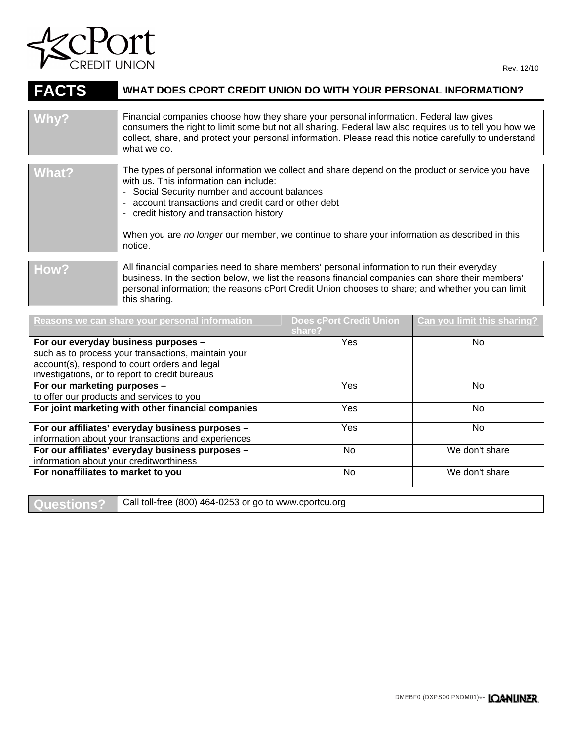cPort CREDIT UNION

Rev. 12/10

# FACTS — WHAT DOES CPORT CREDIT UNION DO WITH YOUR PERSONAL INFORMATION?

| | |
|---|---|
| **Why?** | Financial companies choose how they share your personal information. Federal law gives consumers the right to limit some but not all sharing. Federal law also requires us to tell you how we collect, share, and protect your personal information. Please read this notice carefully to understand what we do. |
| **What?** | The types of personal information we collect and share depend on the product or service you have with us. This information can include:<br>- Social Security number and account balances<br>- account transactions and credit card or other debt<br>- credit history and transaction history<br><br>When you are *no longer* our member, we continue to share your information as described in this notice. |
| **How?** | All financial companies need to share members' personal information to run their everyday business. In the section below, we list the reasons financial companies can share their members' personal information; the reasons cPort Credit Union chooses to share; and whether you can limit this sharing. |

| Reasons we can share your personal information | Does cPort Credit Union share? | Can you limit this sharing? |
|---|---|---|
| **For our everyday business purposes –** such as to process your transactions, maintain your account(s), respond to court orders and legal investigations, or to report to credit bureaus | Yes | No |
| **For our marketing purposes –** to offer our products and services to you | Yes | No |
| **For joint marketing with other financial companies** | Yes | No |
| **For our affiliates' everyday business purposes –** information about your transactions and experiences | Yes | No |
| **For our affiliates' everyday business purposes –** information about your creditworthiness | No | We don't share |
| **For nonaffiliates to market to you** | No | We don't share |

| | |
|---|---|
| **Questions?** | Call toll-free (800) 464-0253 or go to www.cportcu.org |

DMEBF0 (DXPS00 PNDM01)e- LOANLINER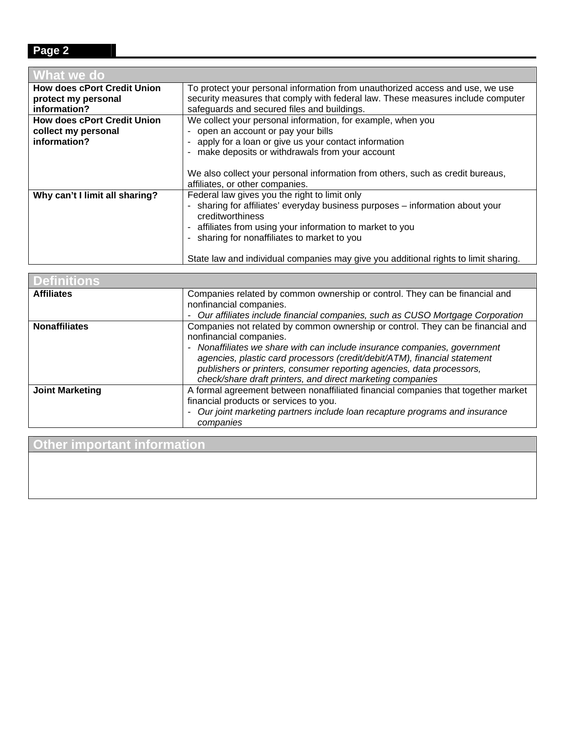| What we do | |
|---|---|
| **How does cPort Credit Union protect my personal information?** | To protect your personal information from unauthorized access and use, we use security measures that comply with federal law. These measures include computer safeguards and secured files and buildings. |
| **How does cPort Credit Union collect my personal information?** | We collect your personal information, for example, when you<br>- open an account or pay your bills<br>- apply for a loan or give us your contact information<br>- make deposits or withdrawals from your account<br><br>We also collect your personal information from others, such as credit bureaus, affiliates, or other companies. |
| **Why can't I limit all sharing?** | Federal law gives you the right to limit only<br>- sharing for affiliates' everyday business purposes – information about your creditworthiness<br>- affiliates from using your information to market to you<br>- sharing for nonaffiliates to market to you<br><br>State law and individual companies may give you additional rights to limit sharing. |

| Definitions | |
|---|---|
| **Affiliates** | Companies related by common ownership or control. They can be financial and nonfinancial companies.<br>- *Our affiliates include financial companies, such as CUSO Mortgage Corporation* |
| **Nonaffiliates** | Companies not related by common ownership or control. They can be financial and nonfinancial companies.<br>- *Nonaffiliates we share with can include insurance companies, government agencies, plastic card processors (credit/debit/ATM), financial statement publishers or printers, consumer reporting agencies, data processors, check/share draft printers, and direct marketing companies* |
| **Joint Marketing** | A formal agreement between nonaffiliated financial companies that together market financial products or services to you.<br>- *Our joint marketing partners include loan recapture programs and insurance companies* |

## Other important information